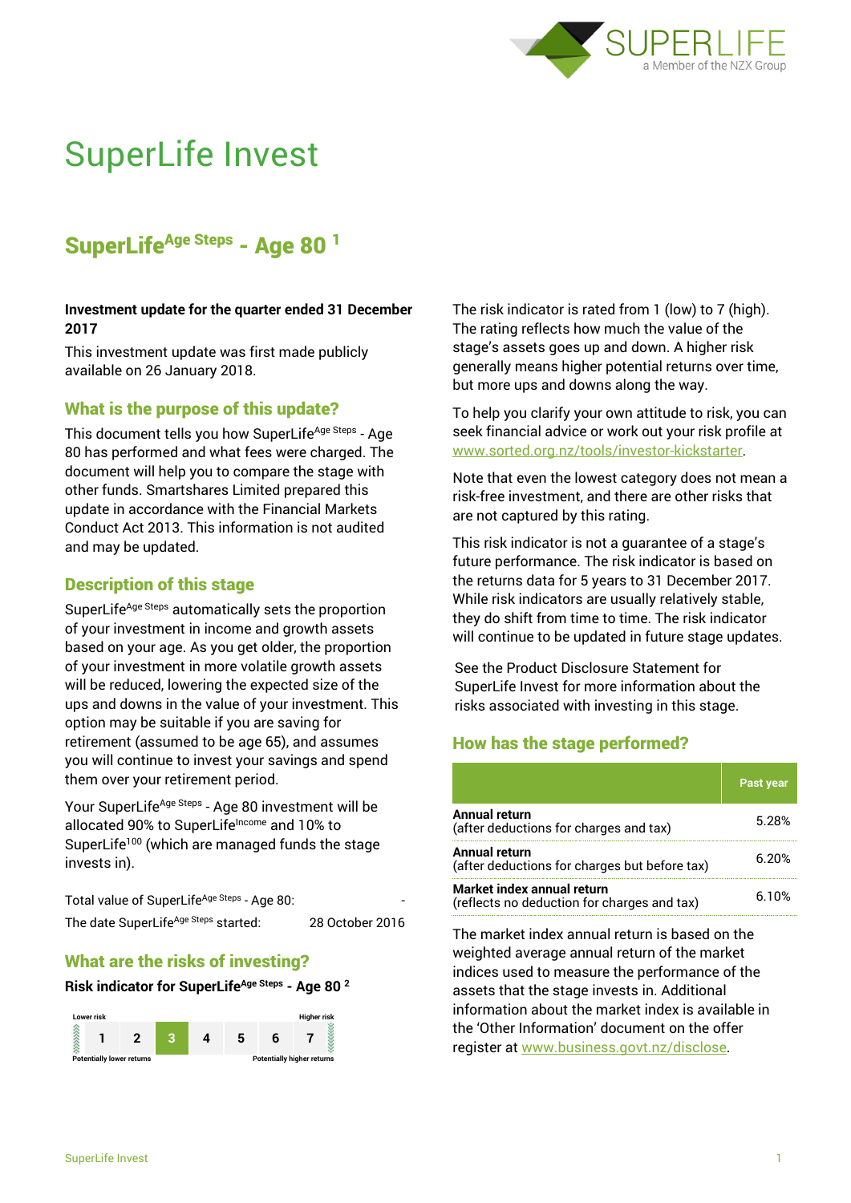SUPERLIFE
a Member of the NZX Group

# SuperLife Invest

## SuperLife[Age Steps] - Age 80 [1]

**Investment update for the quarter ended 31 December 2017**

This investment update was first made publicly available on 26 January 2018.

### What is the purpose of this update?

This document tells you how SuperLife[Age Steps] - Age 80 has performed and what fees were charged. The document will help you to compare the stage with other funds. Smartshares Limited prepared this update in accordance with the Financial Markets Conduct Act 2013. This information is not audited and may be updated.

### Description of this stage

SuperLife[Age Steps] automatically sets the proportion of your investment in income and growth assets based on your age. As you get older, the proportion of your investment in more volatile growth assets will be reduced, lowering the expected size of the ups and downs in the value of your investment. This option may be suitable if you are saving for retirement (assumed to be age 65), and assumes you will continue to invest your savings and spend them over your retirement period.

Your SuperLife[Age Steps] - Age 80 investment will be allocated 90% to SuperLife[Income] and 10% to SuperLife[100] (which are managed funds the stage invests in).

| | |
|---|---|
| Total value of SuperLife[Age Steps] - Age 80: | - |
| The date SuperLife[Age Steps] started: | 28 October 2016 |

### What are the risks of investing?

**Risk indicator for SuperLife[Age Steps] - Age 80 [2]**

Lower risk — Higher risk

| 1 | 2 | **3** | 4 | 5 | 6 | 7 |
|---|---|---|---|---|---|---|

Potentially lower returns — Potentially higher returns

The risk indicator is rated from 1 (low) to 7 (high). The rating reflects how much the value of the stage's assets goes up and down. A higher risk generally means higher potential returns over time, but more ups and downs along the way.

To help you clarify your own attitude to risk, you can seek financial advice or work out your risk profile at www.sorted.org.nz/tools/investor-kickstarter.

Note that even the lowest category does not mean a risk-free investment, and there are other risks that are not captured by this rating.

This risk indicator is not a guarantee of a stage's future performance. The risk indicator is based on the returns data for 5 years to 31 December 2017. While risk indicators are usually relatively stable, they do shift from time to time. The risk indicator will continue to be updated in future stage updates.

See the Product Disclosure Statement for SuperLife Invest for more information about the risks associated with investing in this stage.

### How has the stage performed?

| | Past year |
|---|---|
| **Annual return** (after deductions for charges and tax) | 5.28% |
| **Annual return** (after deductions for charges but before tax) | 6.20% |
| **Market index annual return** (reflects no deduction for charges and tax) | 6.10% |

The market index annual return is based on the weighted average annual return of the market indices used to measure the performance of the assets that the stage invests in. Additional information about the market index is available in the 'Other Information' document on the offer register at www.business.govt.nz/disclose.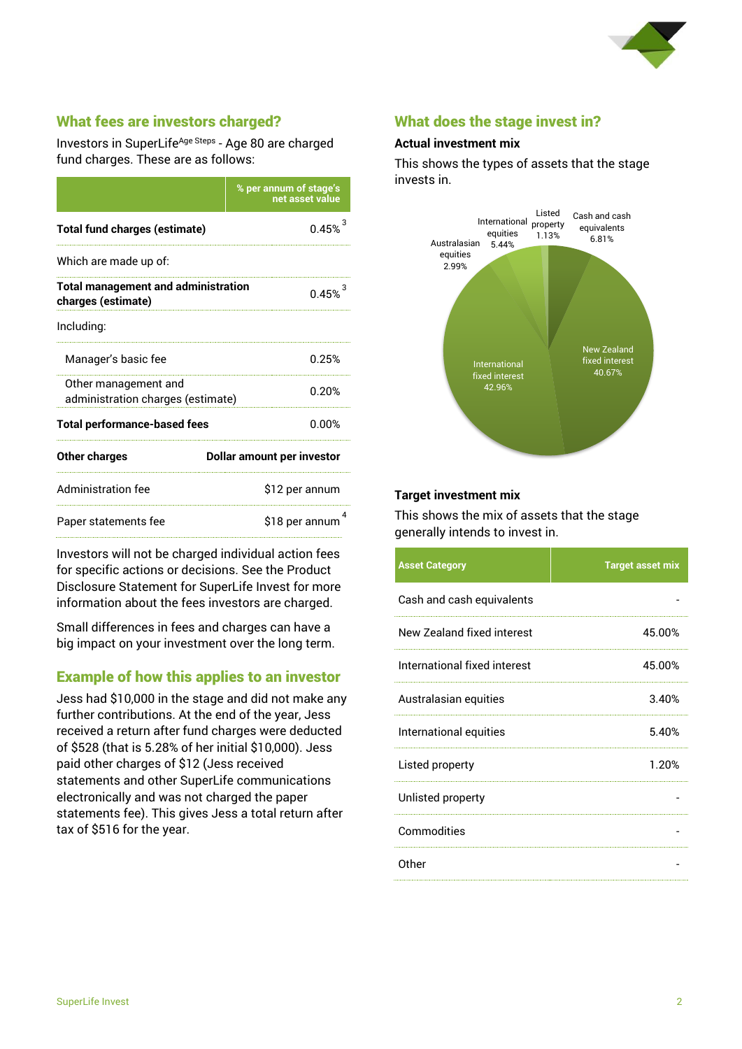## What fees are investors charged?

Investors in SuperLife[Age Steps] - Age 80 are charged fund charges. These are as follows:

| | % per annum of stage's net asset value |
|---|---|
| **Total fund charges (estimate)** | 0.45% [3] |
| Which are made up of: | |
| **Total management and administration charges (estimate)** | 0.45% [3] |
| Including: | |
| Manager's basic fee | 0.25% |
| Other management and administration charges (estimate) | 0.20% |
| **Total performance-based fees** | 0.00% |
| **Other charges** | **Dollar amount per investor** |
| Administration fee | $12 per annum |
| Paper statements fee | $18 per annum [4] |

Investors will not be charged individual action fees for specific actions or decisions. See the Product Disclosure Statement for SuperLife Invest for more information about the fees investors are charged.

Small differences in fees and charges can have a big impact on your investment over the long term.

## Example of how this applies to an investor

Jess had $10,000 in the stage and did not make any further contributions. At the end of the year, Jess received a return after fund charges were deducted of $528 (that is 5.28% of her initial $10,000). Jess paid other charges of $12 (Jess received statements and other SuperLife communications electronically and was not charged the paper statements fee). This gives Jess a total return after tax of $516 for the year.

## What does the stage invest in?

### Actual investment mix

This shows the types of assets that the stage invests in.

| Asset | % |
|---|---|
| Cash and cash equivalents | 6.81% |
| New Zealand fixed interest | 40.67% |
| International fixed interest | 42.96% |
| Australasian equities | 2.99% |
| International equities | 5.44% |
| Listed property | 1.13% |

### Target investment mix

This shows the mix of assets that the stage generally intends to invest in.

| Asset Category | Target asset mix |
|---|---|
| Cash and cash equivalents | - |
| New Zealand fixed interest | 45.00% |
| International fixed interest | 45.00% |
| Australasian equities | 3.40% |
| International equities | 5.40% |
| Listed property | 1.20% |
| Unlisted property | - |
| Commodities | - |
| Other | - |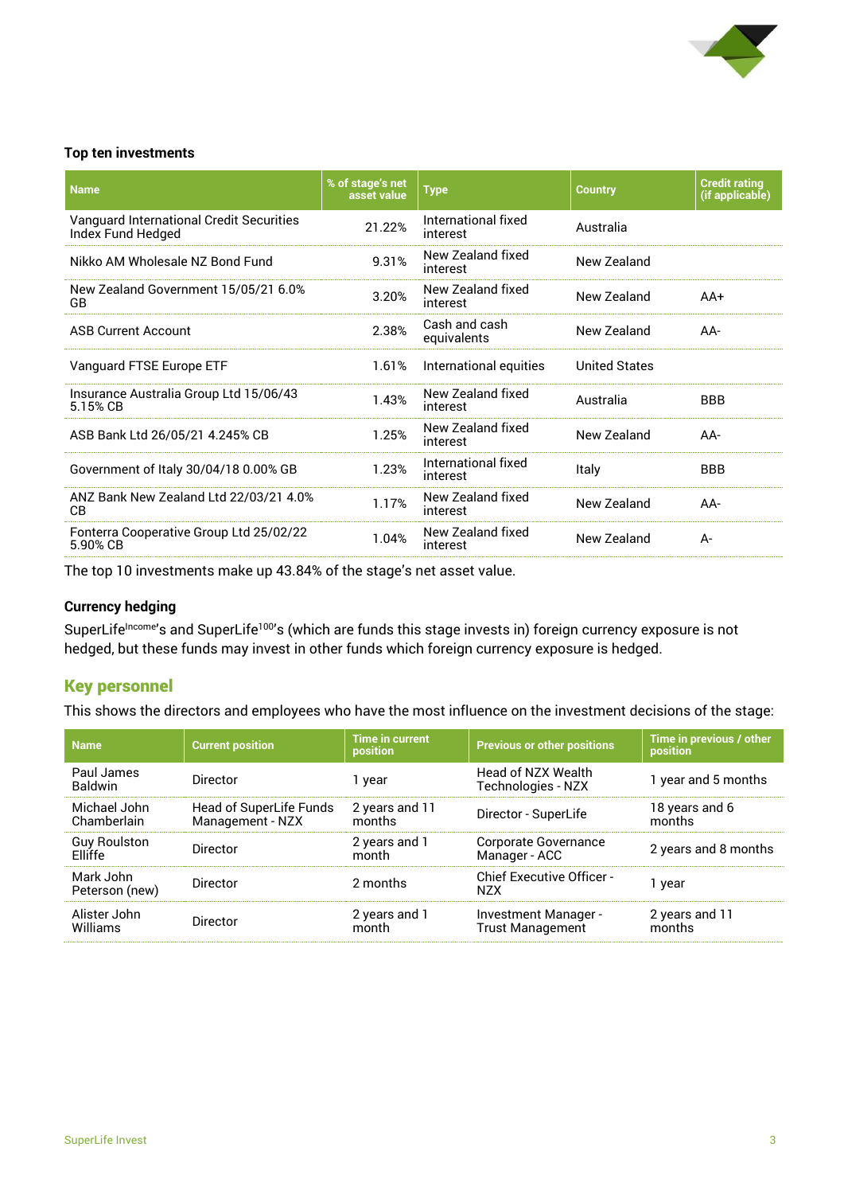### Top ten investments

| Name | % of stage's net asset value | Type | Country | Credit rating (if applicable) |
|---|---|---|---|---|
| Vanguard International Credit Securities Index Fund Hedged | 21.22% | International fixed interest | Australia | |
| Nikko AM Wholesale NZ Bond Fund | 9.31% | New Zealand fixed interest | New Zealand | |
| New Zealand Government 15/05/21 6.0% GB | 3.20% | New Zealand fixed interest | New Zealand | AA+ |
| ASB Current Account | 2.38% | Cash and cash equivalents | New Zealand | AA- |
| Vanguard FTSE Europe ETF | 1.61% | International equities | United States | |
| Insurance Australia Group Ltd 15/06/43 5.15% CB | 1.43% | New Zealand fixed interest | Australia | BBB |
| ASB Bank Ltd 26/05/21 4.245% CB | 1.25% | New Zealand fixed interest | New Zealand | AA- |
| Government of Italy 30/04/18 0.00% GB | 1.23% | International fixed interest | Italy | BBB |
| ANZ Bank New Zealand Ltd 22/03/21 4.0% CB | 1.17% | New Zealand fixed interest | New Zealand | AA- |
| Fonterra Cooperative Group Ltd 25/02/22 5.90% CB | 1.04% | New Zealand fixed interest | New Zealand | A- |

The top 10 investments make up 43.84% of the stage's net asset value.

### Currency hedging

SuperLife[Income]'s and SuperLife[100]'s (which are funds this stage invests in) foreign currency exposure is not hedged, but these funds may invest in other funds which foreign currency exposure is hedged.

## Key personnel

This shows the directors and employees who have the most influence on the investment decisions of the stage:

| Name | Current position | Time in current position | Previous or other positions | Time in previous / other position |
|---|---|---|---|---|
| Paul James Baldwin | Director | 1 year | Head of NZX Wealth Technologies - NZX | 1 year and 5 months |
| Michael John Chamberlain | Head of SuperLife Funds Management - NZX | 2 years and 11 months | Director - SuperLife | 18 years and 6 months |
| Guy Roulston Elliffe | Director | 2 years and 1 month | Corporate Governance Manager - ACC | 2 years and 8 months |
| Mark John Peterson (new) | Director | 2 months | Chief Executive Officer - NZX | 1 year |
| Alister John Williams | Director | 2 years and 1 month | Investment Manager - Trust Management | 2 years and 11 months |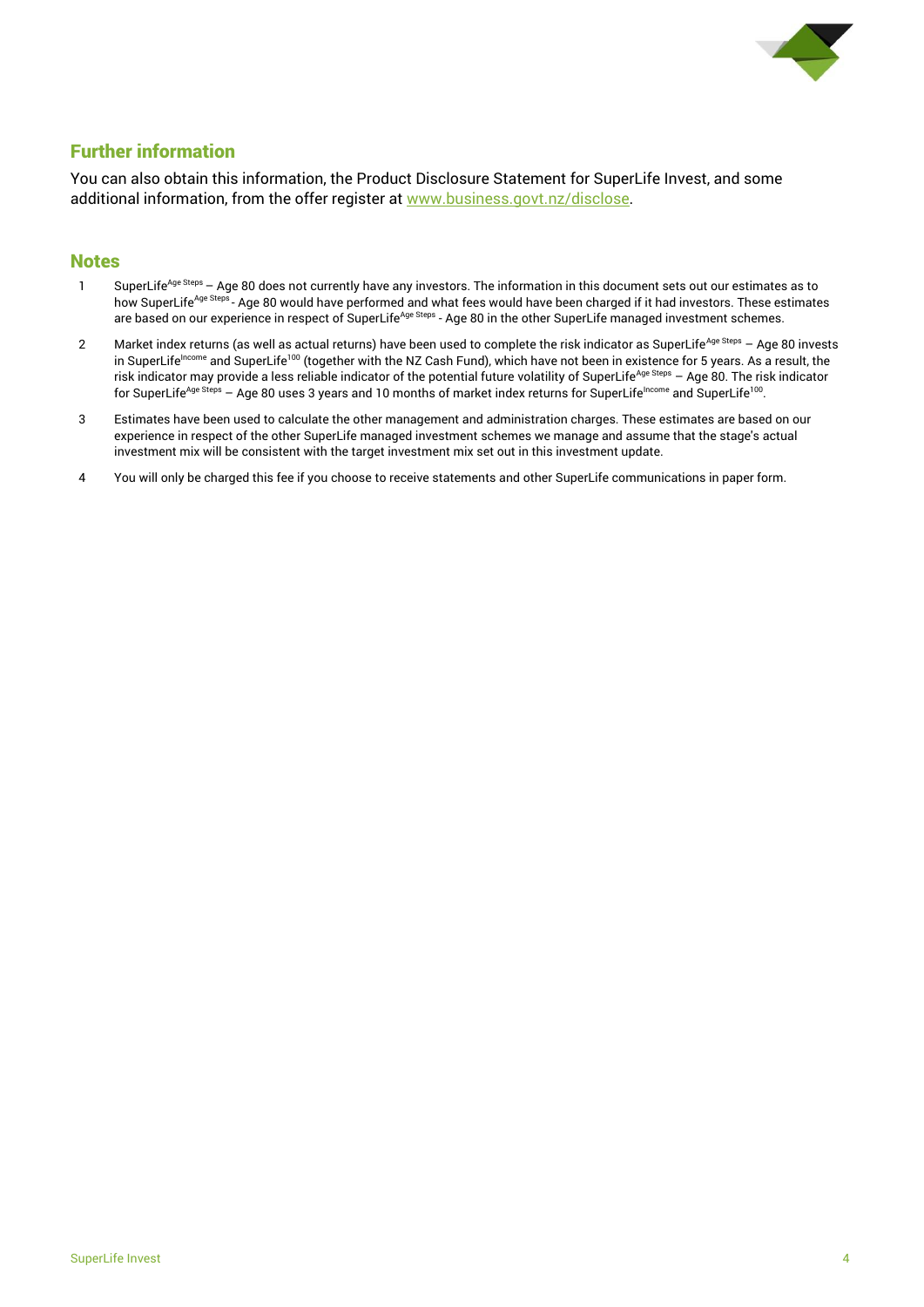## Further information

You can also obtain this information, the Product Disclosure Statement for SuperLife Invest, and some additional information, from the offer register at www.business.govt.nz/disclose.

## Notes

1. SuperLife$^{\text{Age Steps}}$ – Age 80 does not currently have any investors. The information in this document sets out our estimates as to how SuperLife$^{\text{Age Steps}}$ - Age 80 would have performed and what fees would have been charged if it had investors. These estimates are based on our experience in respect of SuperLife$^{\text{Age Steps}}$ - Age 80 in the other SuperLife managed investment schemes.
2. Market index returns (as well as actual returns) have been used to complete the risk indicator as SuperLife$^{\text{Age Steps}}$ – Age 80 invests in SuperLife$^{\text{Income}}$ and SuperLife$^{100}$ (together with the NZ Cash Fund), which have not been in existence for 5 years. As a result, the risk indicator may provide a less reliable indicator of the potential future volatility of SuperLife$^{\text{Age Steps}}$ – Age 80. The risk indicator for SuperLife$^{\text{Age Steps}}$ – Age 80 uses 3 years and 10 months of market index returns for SuperLife$^{\text{Income}}$ and SuperLife$^{100}$.
3. Estimates have been used to calculate the other management and administration charges. These estimates are based on our experience in respect of the other SuperLife managed investment schemes we manage and assume that the stage's actual investment mix will be consistent with the target investment mix set out in this investment update.
4. You will only be charged this fee if you choose to receive statements and other SuperLife communications in paper form.